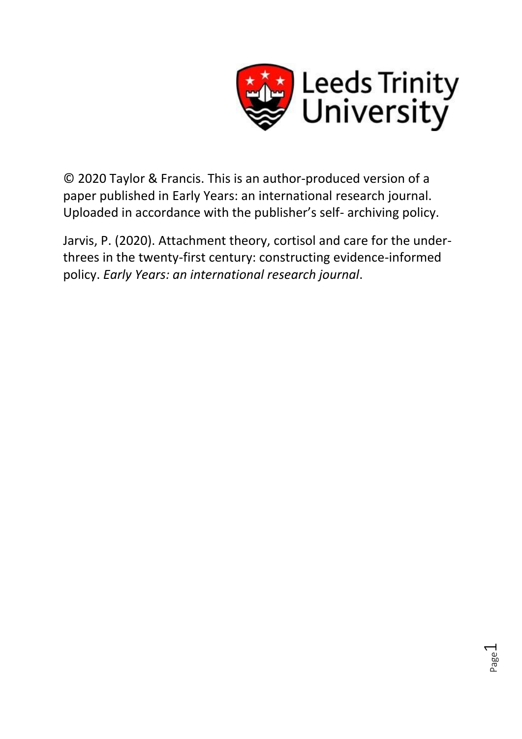© 2020 Taylor & Francis. This is an author-produced version of a paper published in Early Years: an international research journal. Uploaded in accordance with the publisher's self- archiving policy.

Jarvis, P. (2020). Attachment theory, cortisol and care for the under-threes in the twenty-first century: constructing evidence-informed policy. *Early Years: an international research journal*.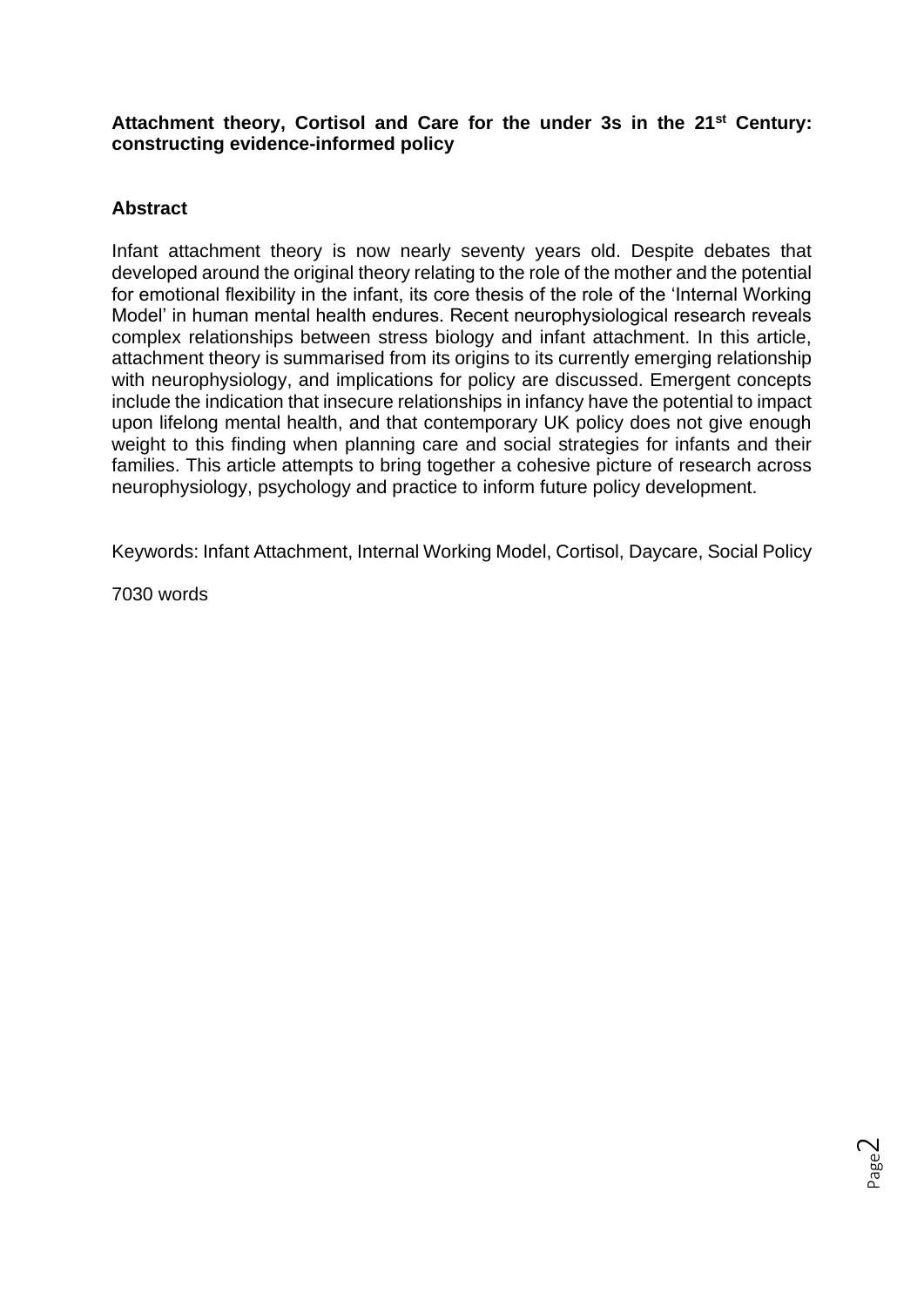**Attachment theory, Cortisol and Care for the under 3s in the 21st Century: constructing evidence-informed policy**

## Abstract

Infant attachment theory is now nearly seventy years old. Despite debates that developed around the original theory relating to the role of the mother and the potential for emotional flexibility in the infant, its core thesis of the role of the 'Internal Working Model' in human mental health endures. Recent neurophysiological research reveals complex relationships between stress biology and infant attachment. In this article, attachment theory is summarised from its origins to its currently emerging relationship with neurophysiology, and implications for policy are discussed. Emergent concepts include the indication that insecure relationships in infancy have the potential to impact upon lifelong mental health, and that contemporary UK policy does not give enough weight to this finding when planning care and social strategies for infants and their families. This article attempts to bring together a cohesive picture of research across neurophysiology, psychology and practice to inform future policy development.

Keywords: Infant Attachment, Internal Working Model, Cortisol, Daycare, Social Policy

7030 words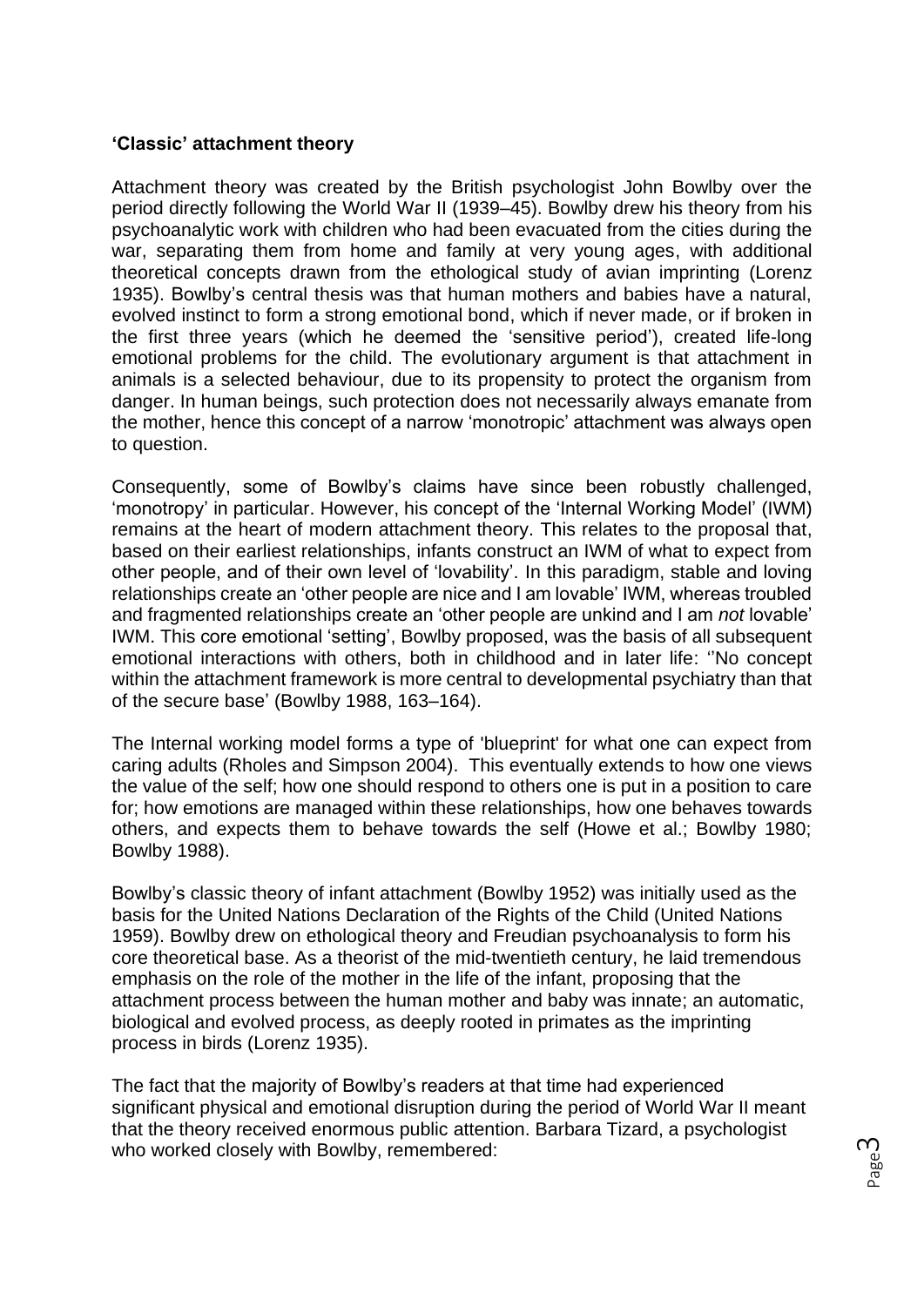**'Classic' attachment theory**

Attachment theory was created by the British psychologist John Bowlby over the period directly following the World War II (1939–45). Bowlby drew his theory from his psychoanalytic work with children who had been evacuated from the cities during the war, separating them from home and family at very young ages, with additional theoretical concepts drawn from the ethological study of avian imprinting (Lorenz 1935). Bowlby's central thesis was that human mothers and babies have a natural, evolved instinct to form a strong emotional bond, which if never made, or if broken in the first three years (which he deemed the 'sensitive period'), created life-long emotional problems for the child. The evolutionary argument is that attachment in animals is a selected behaviour, due to its propensity to protect the organism from danger. In human beings, such protection does not necessarily always emanate from the mother, hence this concept of a narrow 'monotropic' attachment was always open to question.

Consequently, some of Bowlby's claims have since been robustly challenged, 'monotropy' in particular. However, his concept of the 'Internal Working Model' (IWM) remains at the heart of modern attachment theory. This relates to the proposal that, based on their earliest relationships, infants construct an IWM of what to expect from other people, and of their own level of 'lovability'. In this paradigm, stable and loving relationships create an 'other people are nice and I am lovable' IWM, whereas troubled and fragmented relationships create an 'other people are unkind and I am *not* lovable' IWM. This core emotional 'setting', Bowlby proposed, was the basis of all subsequent emotional interactions with others, both in childhood and in later life: ''No concept within the attachment framework is more central to developmental psychiatry than that of the secure base' (Bowlby 1988, 163–164).

The Internal working model forms a type of 'blueprint' for what one can expect from caring adults (Rholes and Simpson 2004). This eventually extends to how one views the value of the self; how one should respond to others one is put in a position to care for; how emotions are managed within these relationships, how one behaves towards others, and expects them to behave towards the self (Howe et al.; Bowlby 1980; Bowlby 1988).

Bowlby's classic theory of infant attachment (Bowlby 1952) was initially used as the basis for the United Nations Declaration of the Rights of the Child (United Nations 1959). Bowlby drew on ethological theory and Freudian psychoanalysis to form his core theoretical base. As a theorist of the mid-twentieth century, he laid tremendous emphasis on the role of the mother in the life of the infant, proposing that the attachment process between the human mother and baby was innate; an automatic, biological and evolved process, as deeply rooted in primates as the imprinting process in birds (Lorenz 1935).

The fact that the majority of Bowlby's readers at that time had experienced significant physical and emotional disruption during the period of World War II meant that the theory received enormous public attention. Barbara Tizard, a psychologist who worked closely with Bowlby, remembered: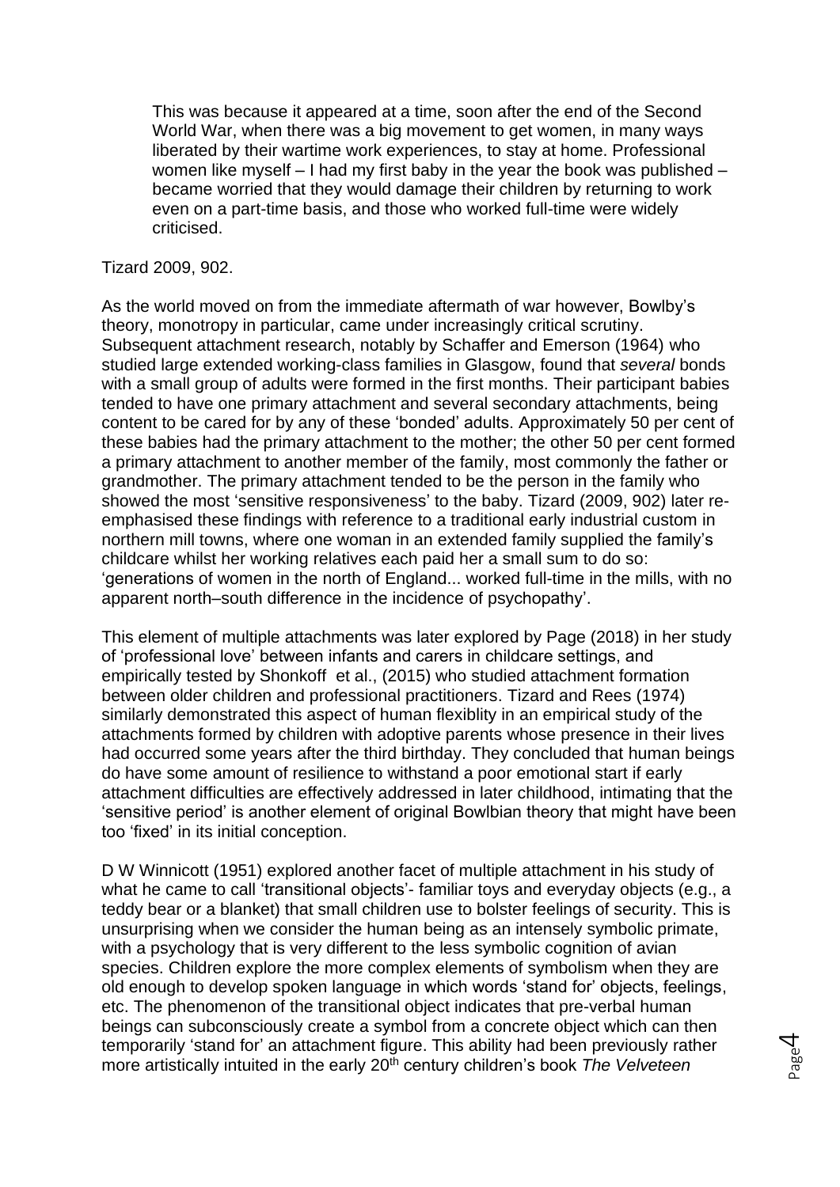> This was because it appeared at a time, soon after the end of the Second World War, when there was a big movement to get women, in many ways liberated by their wartime work experiences, to stay at home. Professional women like myself – I had my first baby in the year the book was published – became worried that they would damage their children by returning to work even on a part-time basis, and those who worked full-time were widely criticised.

Tizard 2009, 902.

As the world moved on from the immediate aftermath of war however, Bowlby's theory, monotropy in particular, came under increasingly critical scrutiny. Subsequent attachment research, notably by Schaffer and Emerson (1964) who studied large extended working-class families in Glasgow, found that *several* bonds with a small group of adults were formed in the first months. Their participant babies tended to have one primary attachment and several secondary attachments, being content to be cared for by any of these 'bonded' adults. Approximately 50 per cent of these babies had the primary attachment to the mother; the other 50 per cent formed a primary attachment to another member of the family, most commonly the father or grandmother. The primary attachment tended to be the person in the family who showed the most 'sensitive responsiveness' to the baby. Tizard (2009, 902) later re-emphasised these findings with reference to a traditional early industrial custom in northern mill towns, where one woman in an extended family supplied the family's childcare whilst her working relatives each paid her a small sum to do so: 'generations of women in the north of England... worked full-time in the mills, with no apparent north–south difference in the incidence of psychopathy'.

This element of multiple attachments was later explored by Page (2018) in her study of 'professional love' between infants and carers in childcare settings, and empirically tested by Shonkoff et al., (2015) who studied attachment formation between older children and professional practitioners. Tizard and Rees (1974) similarly demonstrated this aspect of human flexiblity in an empirical study of the attachments formed by children with adoptive parents whose presence in their lives had occurred some years after the third birthday. They concluded that human beings do have some amount of resilience to withstand a poor emotional start if early attachment difficulties are effectively addressed in later childhood, intimating that the 'sensitive period' is another element of original Bowlbian theory that might have been too 'fixed' in its initial conception.

D W Winnicott (1951) explored another facet of multiple attachment in his study of what he came to call 'transitional objects'- familiar toys and everyday objects (e.g., a teddy bear or a blanket) that small children use to bolster feelings of security. This is unsurprising when we consider the human being as an intensely symbolic primate, with a psychology that is very different to the less symbolic cognition of avian species. Children explore the more complex elements of symbolism when they are old enough to develop spoken language in which words 'stand for' objects, feelings, etc. The phenomenon of the transitional object indicates that pre-verbal human beings can subconsciously create a symbol from a concrete object which can then temporarily 'stand for' an attachment figure. This ability had been previously rather more artistically intuited in the early 20th century children's book *The Velveteen*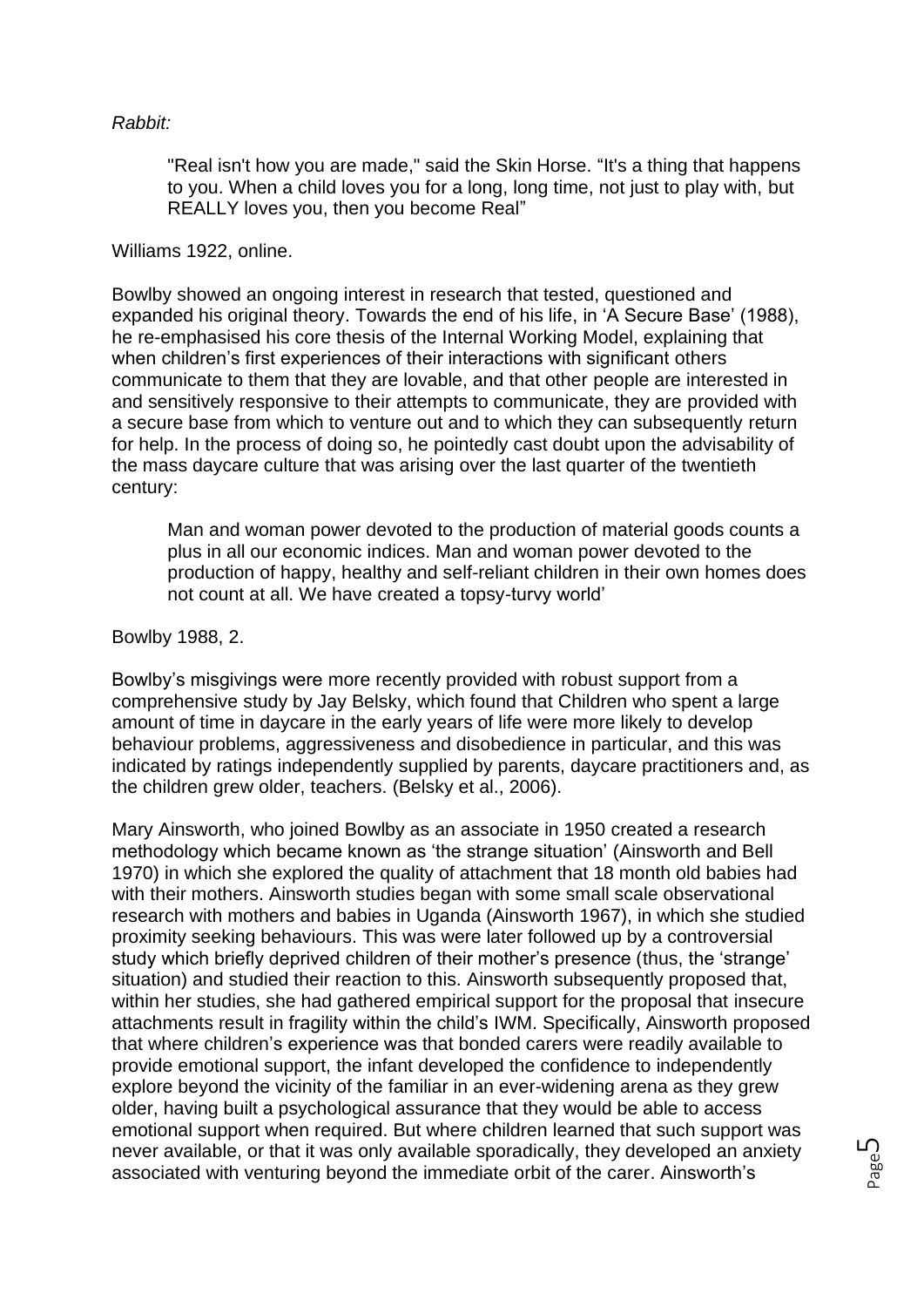*Rabbit:*

> "Real isn't how you are made," said the Skin Horse. "It's a thing that happens to you. When a child loves you for a long, long time, not just to play with, but REALLY loves you, then you become Real"

Williams 1922, online.

Bowlby showed an ongoing interest in research that tested, questioned and expanded his original theory. Towards the end of his life, in 'A Secure Base' (1988), he re-emphasised his core thesis of the Internal Working Model, explaining that when children's first experiences of their interactions with significant others communicate to them that they are lovable, and that other people are interested in and sensitively responsive to their attempts to communicate, they are provided with a secure base from which to venture out and to which they can subsequently return for help. In the process of doing so, he pointedly cast doubt upon the advisability of the mass daycare culture that was arising over the last quarter of the twentieth century:

> Man and woman power devoted to the production of material goods counts a plus in all our economic indices. Man and woman power devoted to the production of happy, healthy and self-reliant children in their own homes does not count at all. We have created a topsy-turvy world'

Bowlby 1988, 2.

Bowlby's misgivings were more recently provided with robust support from a comprehensive study by Jay Belsky, which found that Children who spent a large amount of time in daycare in the early years of life were more likely to develop behaviour problems, aggressiveness and disobedience in particular, and this was indicated by ratings independently supplied by parents, daycare practitioners and, as the children grew older, teachers. (Belsky et al., 2006).

Mary Ainsworth, who joined Bowlby as an associate in 1950 created a research methodology which became known as 'the strange situation' (Ainsworth and Bell 1970) in which she explored the quality of attachment that 18 month old babies had with their mothers. Ainsworth studies began with some small scale observational research with mothers and babies in Uganda (Ainsworth 1967), in which she studied proximity seeking behaviours. This was were later followed up by a controversial study which briefly deprived children of their mother's presence (thus, the 'strange' situation) and studied their reaction to this. Ainsworth subsequently proposed that, within her studies, she had gathered empirical support for the proposal that insecure attachments result in fragility within the child's IWM. Specifically, Ainsworth proposed that where children's experience was that bonded carers were readily available to provide emotional support, the infant developed the confidence to independently explore beyond the vicinity of the familiar in an ever-widening arena as they grew older, having built a psychological assurance that they would be able to access emotional support when required. But where children learned that such support was never available, or that it was only available sporadically, they developed an anxiety associated with venturing beyond the immediate orbit of the carer. Ainsworth's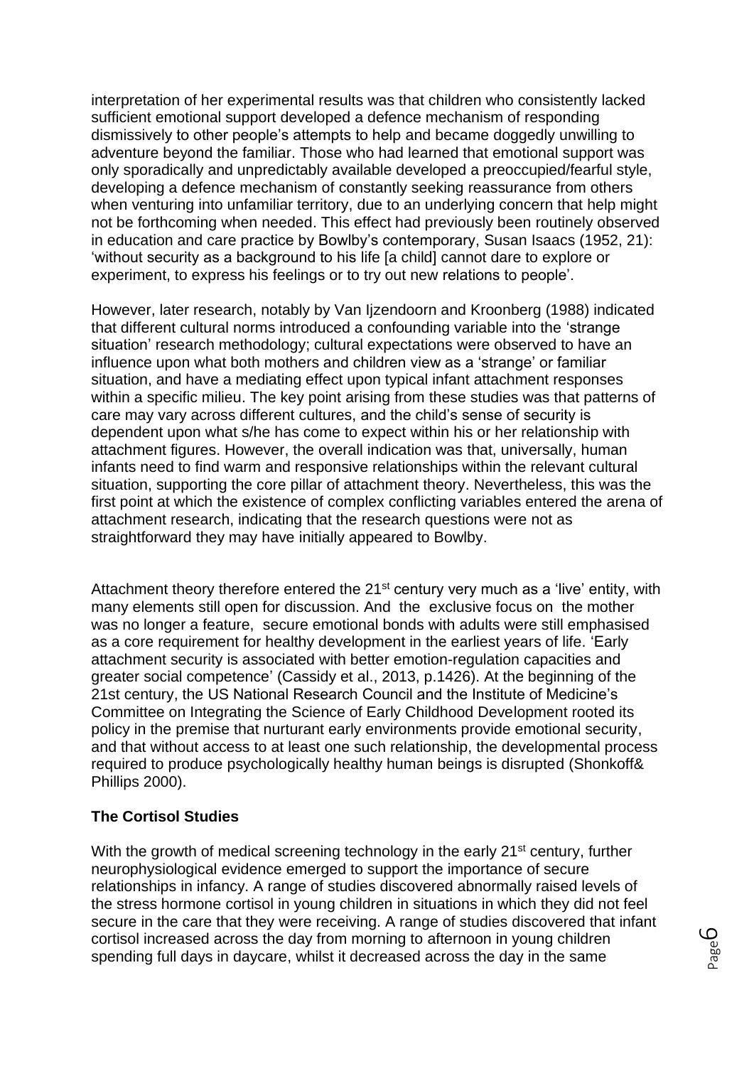interpretation of her experimental results was that children who consistently lacked sufficient emotional support developed a defence mechanism of responding dismissively to other people's attempts to help and became doggedly unwilling to adventure beyond the familiar. Those who had learned that emotional support was only sporadically and unpredictably available developed a preoccupied/fearful style, developing a defence mechanism of constantly seeking reassurance from others when venturing into unfamiliar territory, due to an underlying concern that help might not be forthcoming when needed. This effect had previously been routinely observed in education and care practice by Bowlby's contemporary, Susan Isaacs (1952, 21): 'without security as a background to his life [a child] cannot dare to explore or experiment, to express his feelings or to try out new relations to people'.

However, later research, notably by Van Ijzendoorn and Kroonberg (1988) indicated that different cultural norms introduced a confounding variable into the 'strange situation' research methodology; cultural expectations were observed to have an influence upon what both mothers and children view as a 'strange' or familiar situation, and have a mediating effect upon typical infant attachment responses within a specific milieu. The key point arising from these studies was that patterns of care may vary across different cultures, and the child's sense of security is dependent upon what s/he has come to expect within his or her relationship with attachment figures. However, the overall indication was that, universally, human infants need to find warm and responsive relationships within the relevant cultural situation, supporting the core pillar of attachment theory. Nevertheless, this was the first point at which the existence of complex conflicting variables entered the arena of attachment research, indicating that the research questions were not as straightforward they may have initially appeared to Bowlby.

Attachment theory therefore entered the 21st century very much as a 'live' entity, with many elements still open for discussion. And the exclusive focus on the mother was no longer a feature, secure emotional bonds with adults were still emphasised as a core requirement for healthy development in the earliest years of life. 'Early attachment security is associated with better emotion-regulation capacities and greater social competence' (Cassidy et al., 2013, p.1426). At the beginning of the 21st century, the US National Research Council and the Institute of Medicine's Committee on Integrating the Science of Early Childhood Development rooted its policy in the premise that nurturant early environments provide emotional security, and that without access to at least one such relationship, the developmental process required to produce psychologically healthy human beings is disrupted (Shonkoff& Phillips 2000).

**The Cortisol Studies**

With the growth of medical screening technology in the early 21st century, further neurophysiological evidence emerged to support the importance of secure relationships in infancy. A range of studies discovered abnormally raised levels of the stress hormone cortisol in young children in situations in which they did not feel secure in the care that they were receiving. A range of studies discovered that infant cortisol increased across the day from morning to afternoon in young children spending full days in daycare, whilst it decreased across the day in the same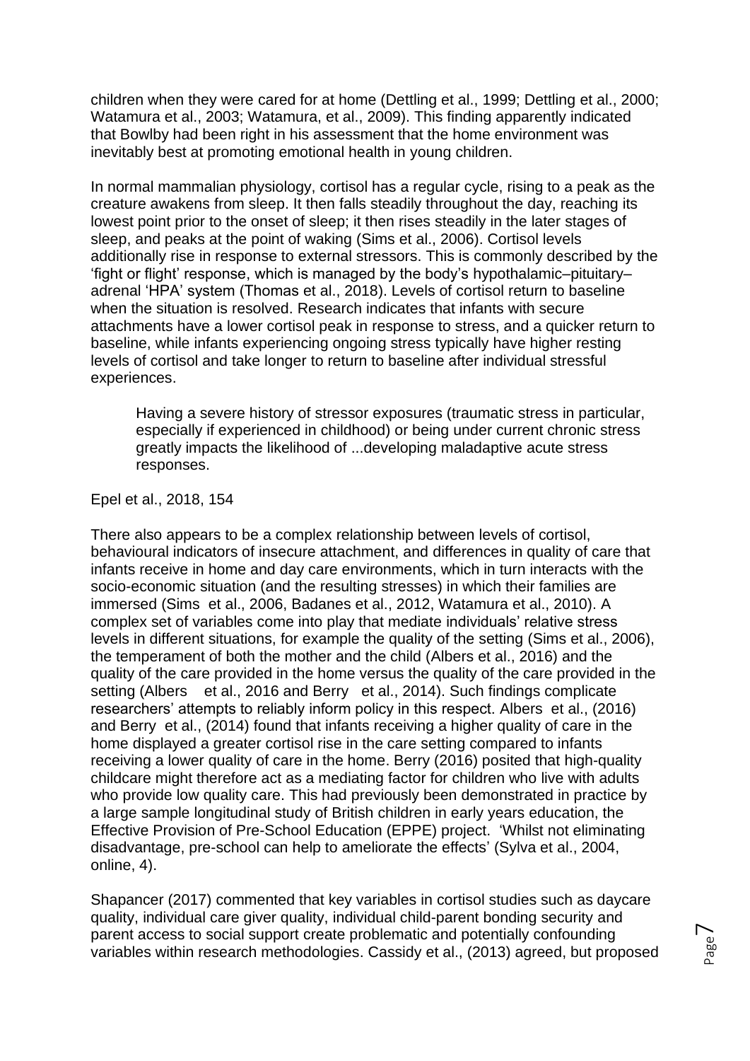children when they were cared for at home (Dettling et al., 1999; Dettling et al., 2000; Watamura et al., 2003; Watamura, et al., 2009). This finding apparently indicated that Bowlby had been right in his assessment that the home environment was inevitably best at promoting emotional health in young children.

In normal mammalian physiology, cortisol has a regular cycle, rising to a peak as the creature awakens from sleep. It then falls steadily throughout the day, reaching its lowest point prior to the onset of sleep; it then rises steadily in the later stages of sleep, and peaks at the point of waking (Sims et al., 2006). Cortisol levels additionally rise in response to external stressors. This is commonly described by the 'fight or flight' response, which is managed by the body's hypothalamic–pituitary–adrenal 'HPA' system (Thomas et al., 2018). Levels of cortisol return to baseline when the situation is resolved. Research indicates that infants with secure attachments have a lower cortisol peak in response to stress, and a quicker return to baseline, while infants experiencing ongoing stress typically have higher resting levels of cortisol and take longer to return to baseline after individual stressful experiences.

> Having a severe history of stressor exposures (traumatic stress in particular, especially if experienced in childhood) or being under current chronic stress greatly impacts the likelihood of ...developing maladaptive acute stress responses.

Epel et al., 2018, 154

There also appears to be a complex relationship between levels of cortisol, behavioural indicators of insecure attachment, and differences in quality of care that infants receive in home and day care environments, which in turn interacts with the socio-economic situation (and the resulting stresses) in which their families are immersed (Sims et al., 2006, Badanes et al., 2012, Watamura et al., 2010). A complex set of variables come into play that mediate individuals' relative stress levels in different situations, for example the quality of the setting (Sims et al., 2006), the temperament of both the mother and the child (Albers et al., 2016) and the quality of the care provided in the home versus the quality of the care provided in the setting (Albers et al., 2016 and Berry et al., 2014). Such findings complicate researchers' attempts to reliably inform policy in this respect. Albers et al., (2016) and Berry et al., (2014) found that infants receiving a higher quality of care in the home displayed a greater cortisol rise in the care setting compared to infants receiving a lower quality of care in the home. Berry (2016) posited that high-quality childcare might therefore act as a mediating factor for children who live with adults who provide low quality care. This had previously been demonstrated in practice by a large sample longitudinal study of British children in early years education, the Effective Provision of Pre-School Education (EPPE) project. 'Whilst not eliminating disadvantage, pre-school can help to ameliorate the effects' (Sylva et al., 2004, online, 4).

Shapancer (2017) commented that key variables in cortisol studies such as daycare quality, individual care giver quality, individual child-parent bonding security and parent access to social support create problematic and potentially confounding variables within research methodologies. Cassidy et al., (2013) agreed, but proposed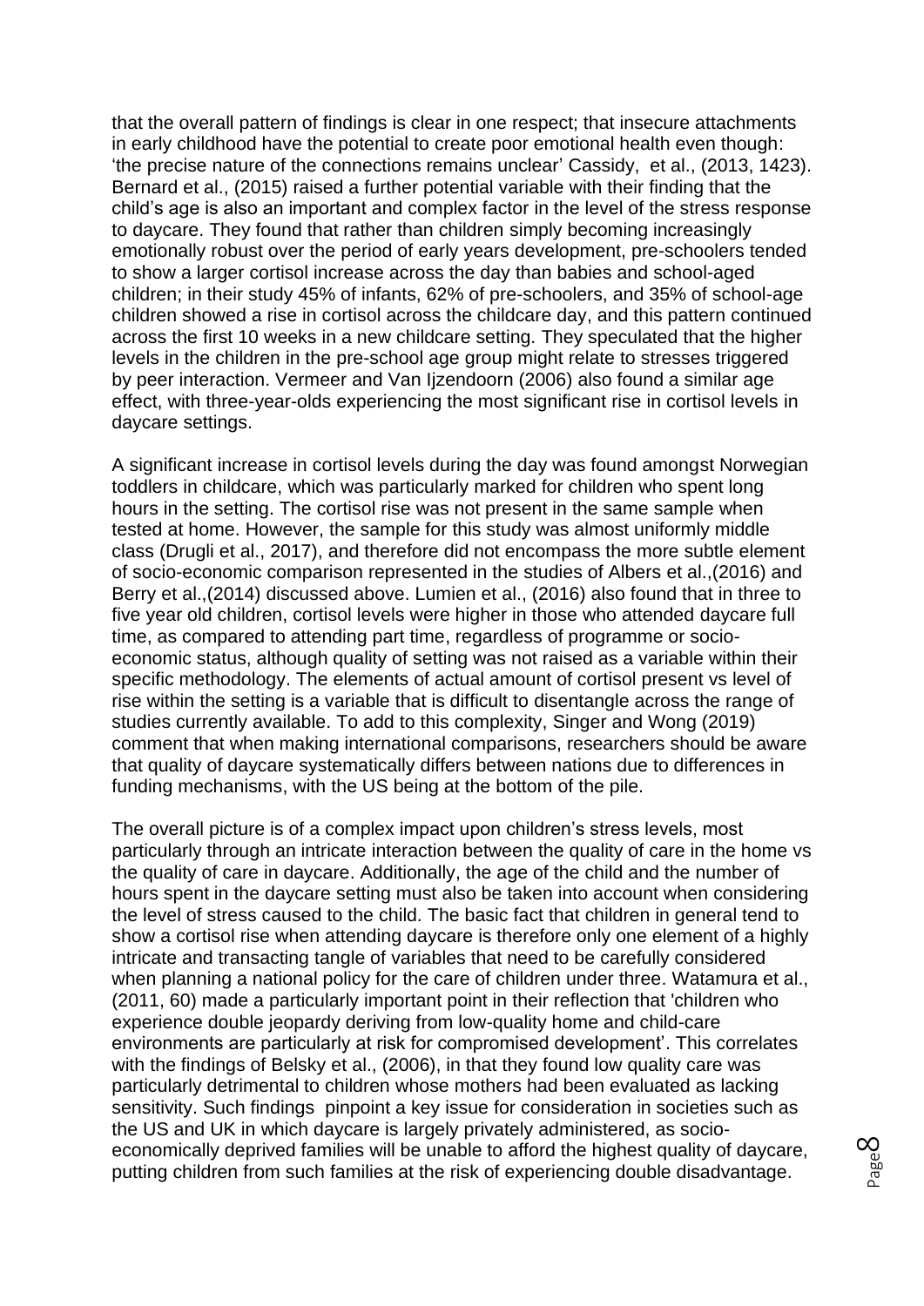that the overall pattern of findings is clear in one respect; that insecure attachments in early childhood have the potential to create poor emotional health even though: 'the precise nature of the connections remains unclear' Cassidy, et al., (2013, 1423). Bernard et al., (2015) raised a further potential variable with their finding that the child's age is also an important and complex factor in the level of the stress response to daycare. They found that rather than children simply becoming increasingly emotionally robust over the period of early years development, pre-schoolers tended to show a larger cortisol increase across the day than babies and school-aged children; in their study 45% of infants, 62% of pre-schoolers, and 35% of school-age children showed a rise in cortisol across the childcare day, and this pattern continued across the first 10 weeks in a new childcare setting. They speculated that the higher levels in the children in the pre-school age group might relate to stresses triggered by peer interaction. Vermeer and Van Ijzendoorn (2006) also found a similar age effect, with three-year-olds experiencing the most significant rise in cortisol levels in daycare settings.

A significant increase in cortisol levels during the day was found amongst Norwegian toddlers in childcare, which was particularly marked for children who spent long hours in the setting. The cortisol rise was not present in the same sample when tested at home. However, the sample for this study was almost uniformly middle class (Drugli et al., 2017), and therefore did not encompass the more subtle element of socio-economic comparison represented in the studies of Albers et al.,(2016) and Berry et al.,(2014) discussed above. Lumien et al., (2016) also found that in three to five year old children, cortisol levels were higher in those who attended daycare full time, as compared to attending part time, regardless of programme or socio-economic status, although quality of setting was not raised as a variable within their specific methodology. The elements of actual amount of cortisol present vs level of rise within the setting is a variable that is difficult to disentangle across the range of studies currently available. To add to this complexity, Singer and Wong (2019) comment that when making international comparisons, researchers should be aware that quality of daycare systematically differs between nations due to differences in funding mechanisms, with the US being at the bottom of the pile.

The overall picture is of a complex impact upon children's stress levels, most particularly through an intricate interaction between the quality of care in the home vs the quality of care in daycare. Additionally, the age of the child and the number of hours spent in the daycare setting must also be taken into account when considering the level of stress caused to the child. The basic fact that children in general tend to show a cortisol rise when attending daycare is therefore only one element of a highly intricate and transacting tangle of variables that need to be carefully considered when planning a national policy for the care of children under three. Watamura et al., (2011, 60) made a particularly important point in their reflection that 'children who experience double jeopardy deriving from low-quality home and child-care environments are particularly at risk for compromised development'. This correlates with the findings of Belsky et al., (2006), in that they found low quality care was particularly detrimental to children whose mothers had been evaluated as lacking sensitivity. Such findings pinpoint a key issue for consideration in societies such as the US and UK in which daycare is largely privately administered, as socio-economically deprived families will be unable to afford the highest quality of daycare, putting children from such families at the risk of experiencing double disadvantage.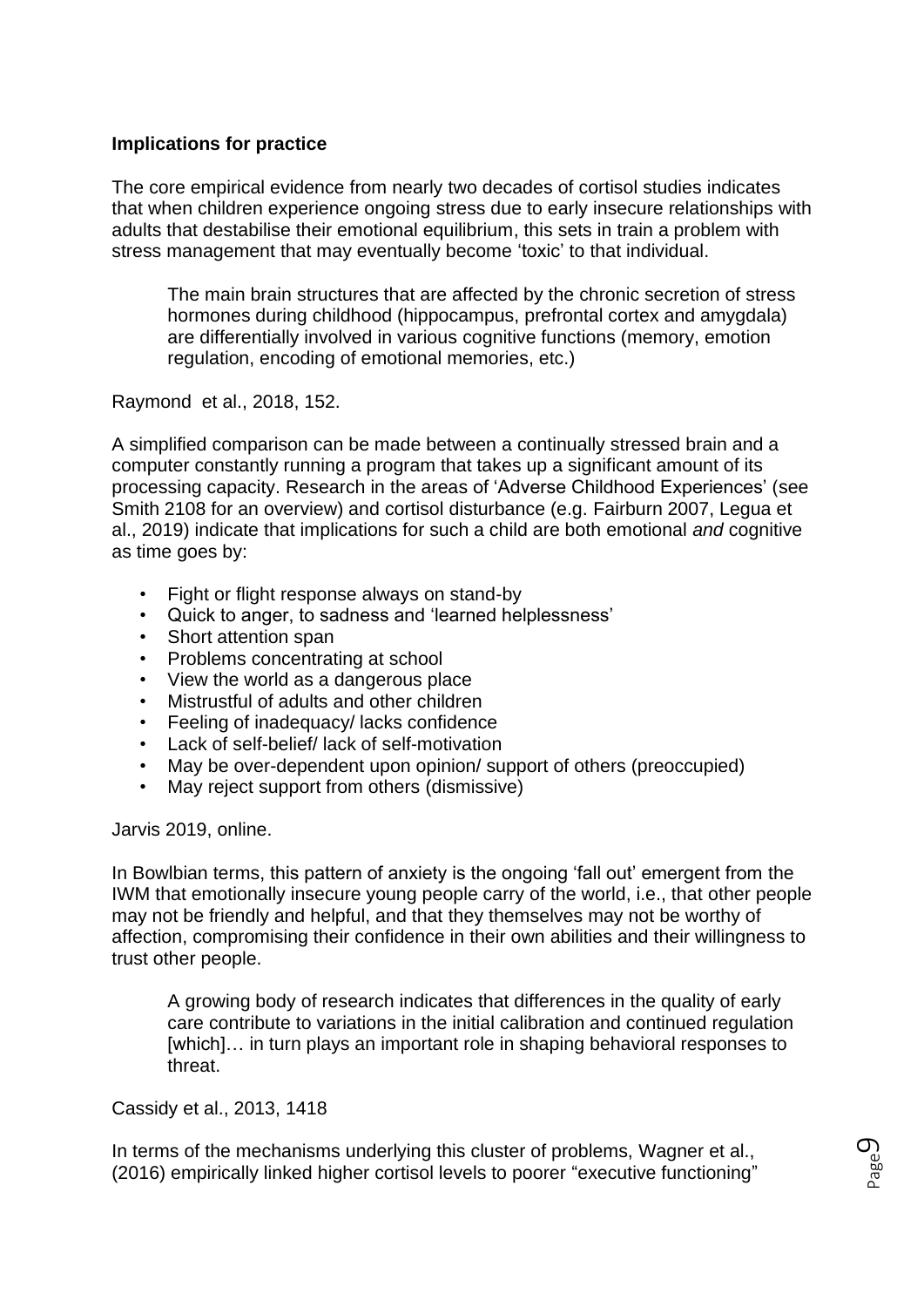**Implications for practice**

The core empirical evidence from nearly two decades of cortisol studies indicates that when children experience ongoing stress due to early insecure relationships with adults that destabilise their emotional equilibrium, this sets in train a problem with stress management that may eventually become 'toxic' to that individual.

> The main brain structures that are affected by the chronic secretion of stress hormones during childhood (hippocampus, prefrontal cortex and amygdala) are differentially involved in various cognitive functions (memory, emotion regulation, encoding of emotional memories, etc.)

Raymond et al., 2018, 152.

A simplified comparison can be made between a continually stressed brain and a computer constantly running a program that takes up a significant amount of its processing capacity. Research in the areas of 'Adverse Childhood Experiences' (see Smith 2108 for an overview) and cortisol disturbance (e.g. Fairburn 2007, Legua et al., 2019) indicate that implications for such a child are both emotional *and* cognitive as time goes by:

- Fight or flight response always on stand-by
- Quick to anger, to sadness and 'learned helplessness'
- Short attention span
- Problems concentrating at school
- View the world as a dangerous place
- Mistrustful of adults and other children
- Feeling of inadequacy/ lacks confidence
- Lack of self-belief/ lack of self-motivation
- May be over-dependent upon opinion/ support of others (preoccupied)
- May reject support from others (dismissive)

Jarvis 2019, online.

In Bowlbian terms, this pattern of anxiety is the ongoing 'fall out' emergent from the IWM that emotionally insecure young people carry of the world, i.e., that other people may not be friendly and helpful, and that they themselves may not be worthy of affection, compromising their confidence in their own abilities and their willingness to trust other people.

> A growing body of research indicates that differences in the quality of early care contribute to variations in the initial calibration and continued regulation [which]… in turn plays an important role in shaping behavioral responses to threat.

Cassidy et al., 2013, 1418

In terms of the mechanisms underlying this cluster of problems, Wagner et al., (2016) empirically linked higher cortisol levels to poorer "executive functioning"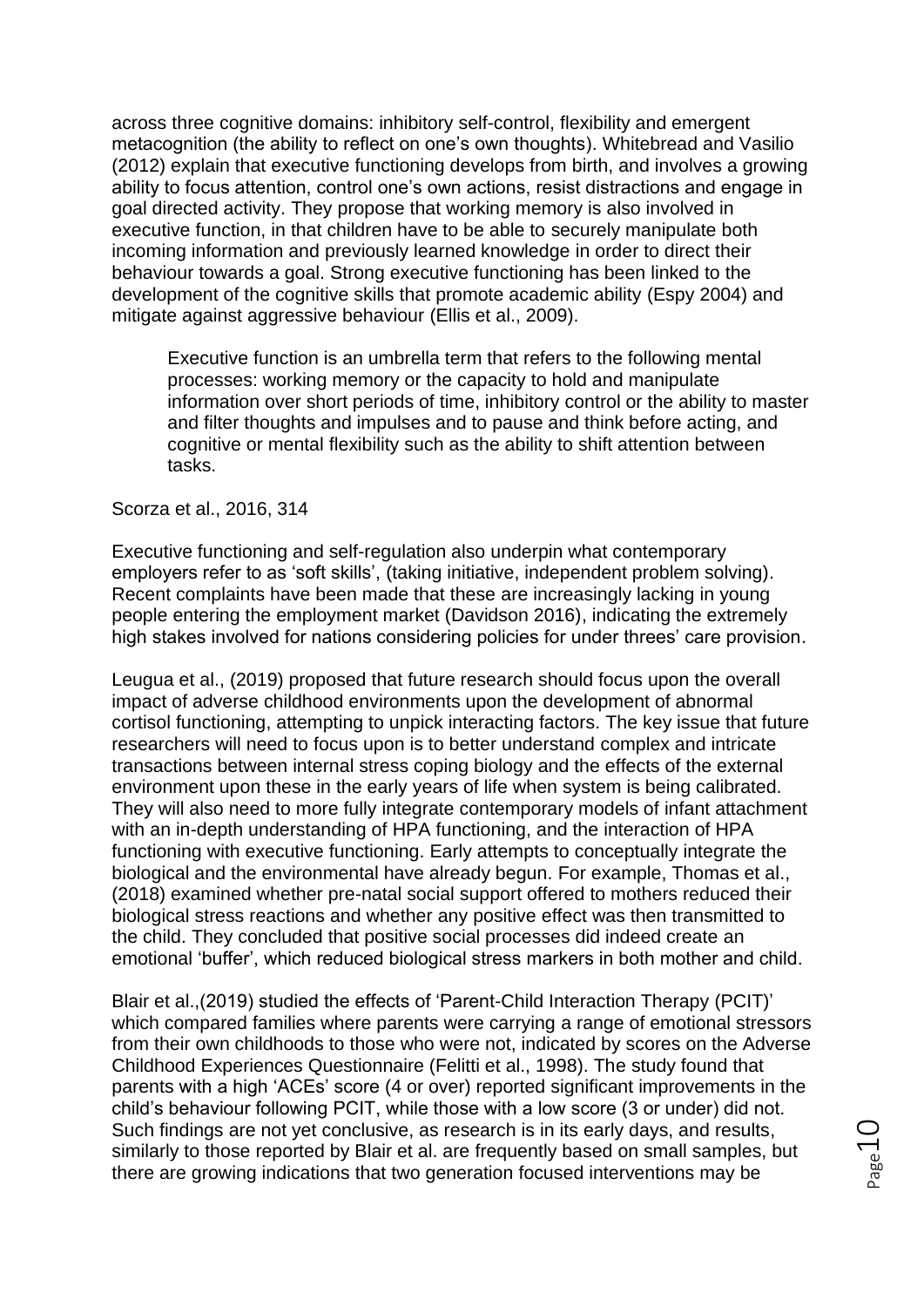across three cognitive domains: inhibitory self-control, flexibility and emergent metacognition (the ability to reflect on one's own thoughts). Whitebread and Vasilio (2012) explain that executive functioning develops from birth, and involves a growing ability to focus attention, control one's own actions, resist distractions and engage in goal directed activity. They propose that working memory is also involved in executive function, in that children have to be able to securely manipulate both incoming information and previously learned knowledge in order to direct their behaviour towards a goal. Strong executive functioning has been linked to the development of the cognitive skills that promote academic ability (Espy 2004) and mitigate against aggressive behaviour (Ellis et al., 2009).

> Executive function is an umbrella term that refers to the following mental processes: working memory or the capacity to hold and manipulate information over short periods of time, inhibitory control or the ability to master and filter thoughts and impulses and to pause and think before acting, and cognitive or mental flexibility such as the ability to shift attention between tasks.

Scorza et al., 2016, 314

Executive functioning and self-regulation also underpin what contemporary employers refer to as 'soft skills', (taking initiative, independent problem solving). Recent complaints have been made that these are increasingly lacking in young people entering the employment market (Davidson 2016), indicating the extremely high stakes involved for nations considering policies for under threes' care provision.

Leugua et al., (2019) proposed that future research should focus upon the overall impact of adverse childhood environments upon the development of abnormal cortisol functioning, attempting to unpick interacting factors. The key issue that future researchers will need to focus upon is to better understand complex and intricate transactions between internal stress coping biology and the effects of the external environment upon these in the early years of life when system is being calibrated. They will also need to more fully integrate contemporary models of infant attachment with an in-depth understanding of HPA functioning, and the interaction of HPA functioning with executive functioning. Early attempts to conceptually integrate the biological and the environmental have already begun. For example, Thomas et al., (2018) examined whether pre-natal social support offered to mothers reduced their biological stress reactions and whether any positive effect was then transmitted to the child. They concluded that positive social processes did indeed create an emotional 'buffer', which reduced biological stress markers in both mother and child.

Blair et al.,(2019) studied the effects of 'Parent-Child Interaction Therapy (PCIT)' which compared families where parents were carrying a range of emotional stressors from their own childhoods to those who were not, indicated by scores on the Adverse Childhood Experiences Questionnaire (Felitti et al., 1998). The study found that parents with a high 'ACEs' score (4 or over) reported significant improvements in the child's behaviour following PCIT, while those with a low score (3 or under) did not. Such findings are not yet conclusive, as research is in its early days, and results, similarly to those reported by Blair et al. are frequently based on small samples, but there are growing indications that two generation focused interventions may be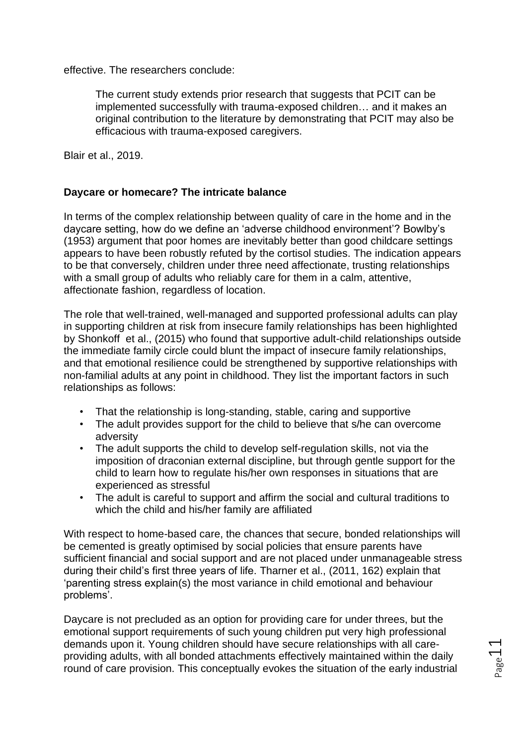effective. The researchers conclude:

> The current study extends prior research that suggests that PCIT can be implemented successfully with trauma-exposed children… and it makes an original contribution to the literature by demonstrating that PCIT may also be efficacious with trauma-exposed caregivers.

Blair et al., 2019.

**Daycare or homecare? The intricate balance**

In terms of the complex relationship between quality of care in the home and in the daycare setting, how do we define an 'adverse childhood environment'? Bowlby's (1953) argument that poor homes are inevitably better than good childcare settings appears to have been robustly refuted by the cortisol studies. The indication appears to be that conversely, children under three need affectionate, trusting relationships with a small group of adults who reliably care for them in a calm, attentive, affectionate fashion, regardless of location.

The role that well-trained, well-managed and supported professional adults can play in supporting children at risk from insecure family relationships has been highlighted by Shonkoff et al., (2015) who found that supportive adult-child relationships outside the immediate family circle could blunt the impact of insecure family relationships, and that emotional resilience could be strengthened by supportive relationships with non-familial adults at any point in childhood. They list the important factors in such relationships as follows:

- That the relationship is long-standing, stable, caring and supportive
- The adult provides support for the child to believe that s/he can overcome adversity
- The adult supports the child to develop self-regulation skills, not via the imposition of draconian external discipline, but through gentle support for the child to learn how to regulate his/her own responses in situations that are experienced as stressful
- The adult is careful to support and affirm the social and cultural traditions to which the child and his/her family are affiliated

With respect to home-based care, the chances that secure, bonded relationships will be cemented is greatly optimised by social policies that ensure parents have sufficient financial and social support and are not placed under unmanageable stress during their child's first three years of life. Tharner et al., (2011, 162) explain that 'parenting stress explain(s) the most variance in child emotional and behaviour problems'.

Daycare is not precluded as an option for providing care for under threes, but the emotional support requirements of such young children put very high professional demands upon it. Young children should have secure relationships with all care-providing adults, with all bonded attachments effectively maintained within the daily round of care provision. This conceptually evokes the situation of the early industrial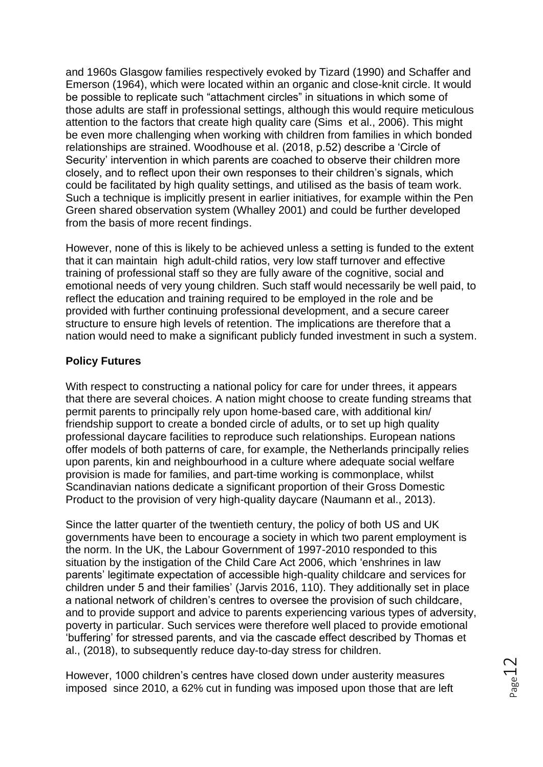and 1960s Glasgow families respectively evoked by Tizard (1990) and Schaffer and Emerson (1964), which were located within an organic and close-knit circle. It would be possible to replicate such "attachment circles" in situations in which some of those adults are staff in professional settings, although this would require meticulous attention to the factors that create high quality care (Sims et al., 2006). This might be even more challenging when working with children from families in which bonded relationships are strained. Woodhouse et al. (2018, p.52) describe a 'Circle of Security' intervention in which parents are coached to observe their children more closely, and to reflect upon their own responses to their children's signals, which could be facilitated by high quality settings, and utilised as the basis of team work. Such a technique is implicitly present in earlier initiatives, for example within the Pen Green shared observation system (Whalley 2001) and could be further developed from the basis of more recent findings.

However, none of this is likely to be achieved unless a setting is funded to the extent that it can maintain high adult-child ratios, very low staff turnover and effective training of professional staff so they are fully aware of the cognitive, social and emotional needs of very young children. Such staff would necessarily be well paid, to reflect the education and training required to be employed in the role and be provided with further continuing professional development, and a secure career structure to ensure high levels of retention. The implications are therefore that a nation would need to make a significant publicly funded investment in such a system.

**Policy Futures**

With respect to constructing a national policy for care for under threes, it appears that there are several choices. A nation might choose to create funding streams that permit parents to principally rely upon home-based care, with additional kin/ friendship support to create a bonded circle of adults, or to set up high quality professional daycare facilities to reproduce such relationships. European nations offer models of both patterns of care, for example, the Netherlands principally relies upon parents, kin and neighbourhood in a culture where adequate social welfare provision is made for families, and part-time working is commonplace, whilst Scandinavian nations dedicate a significant proportion of their Gross Domestic Product to the provision of very high-quality daycare (Naumann et al., 2013).

Since the latter quarter of the twentieth century, the policy of both US and UK governments have been to encourage a society in which two parent employment is the norm. In the UK, the Labour Government of 1997-2010 responded to this situation by the instigation of the Child Care Act 2006, which 'enshrines in law parents' legitimate expectation of accessible high-quality childcare and services for children under 5 and their families' (Jarvis 2016, 110). They additionally set in place a national network of children's centres to oversee the provision of such childcare, and to provide support and advice to parents experiencing various types of adversity, poverty in particular. Such services were therefore well placed to provide emotional 'buffering' for stressed parents, and via the cascade effect described by Thomas et al., (2018), to subsequently reduce day-to-day stress for children.

However, 1000 children's centres have closed down under austerity measures imposed since 2010, a 62% cut in funding was imposed upon those that are left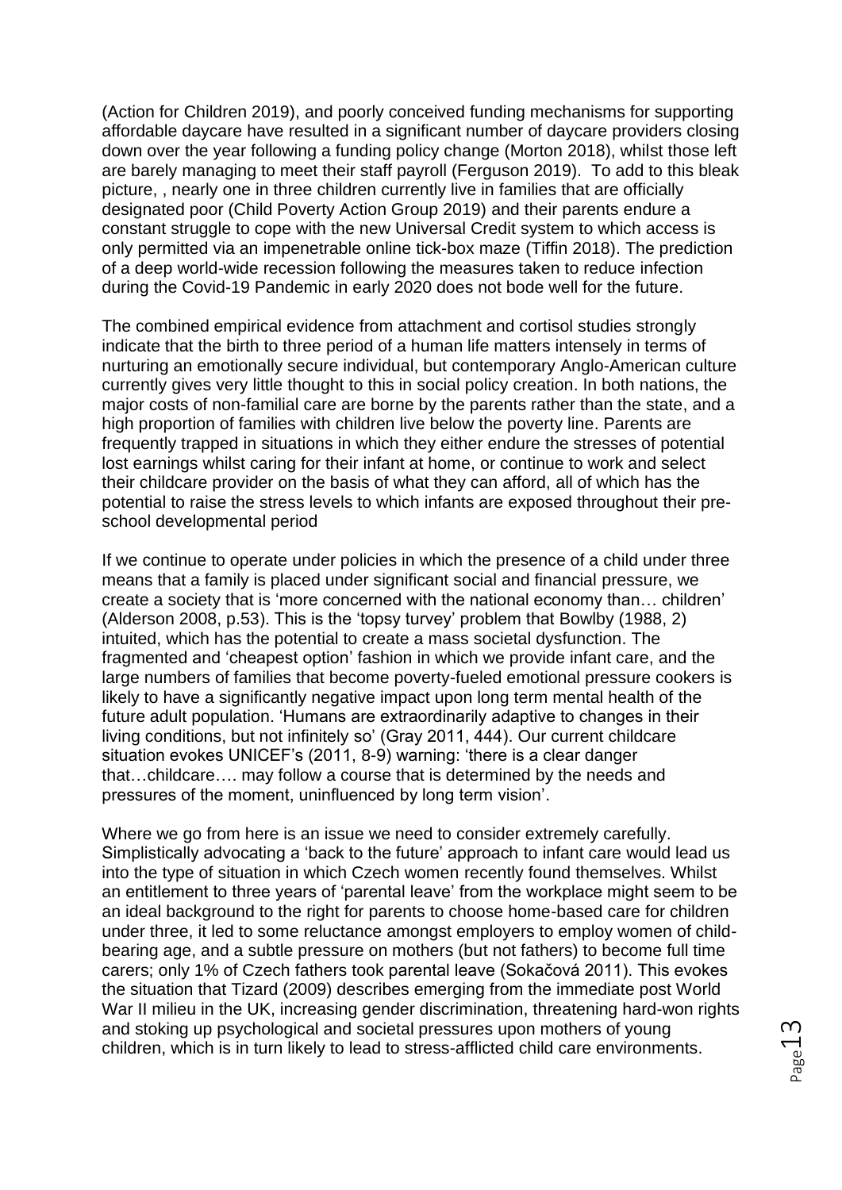(Action for Children 2019), and poorly conceived funding mechanisms for supporting affordable daycare have resulted in a significant number of daycare providers closing down over the year following a funding policy change (Morton 2018), whilst those left are barely managing to meet their staff payroll (Ferguson 2019). To add to this bleak picture, , nearly one in three children currently live in families that are officially designated poor (Child Poverty Action Group 2019) and their parents endure a constant struggle to cope with the new Universal Credit system to which access is only permitted via an impenetrable online tick-box maze (Tiffin 2018). The prediction of a deep world-wide recession following the measures taken to reduce infection during the Covid-19 Pandemic in early 2020 does not bode well for the future.

The combined empirical evidence from attachment and cortisol studies strongly indicate that the birth to three period of a human life matters intensely in terms of nurturing an emotionally secure individual, but contemporary Anglo-American culture currently gives very little thought to this in social policy creation. In both nations, the major costs of non-familial care are borne by the parents rather than the state, and a high proportion of families with children live below the poverty line. Parents are frequently trapped in situations in which they either endure the stresses of potential lost earnings whilst caring for their infant at home, or continue to work and select their childcare provider on the basis of what they can afford, all of which has the potential to raise the stress levels to which infants are exposed throughout their pre-school developmental period

If we continue to operate under policies in which the presence of a child under three means that a family is placed under significant social and financial pressure, we create a society that is 'more concerned with the national economy than… children' (Alderson 2008, p.53). This is the 'topsy turvey' problem that Bowlby (1988, 2) intuited, which has the potential to create a mass societal dysfunction. The fragmented and 'cheapest option' fashion in which we provide infant care, and the large numbers of families that become poverty-fueled emotional pressure cookers is likely to have a significantly negative impact upon long term mental health of the future adult population. 'Humans are extraordinarily adaptive to changes in their living conditions, but not infinitely so' (Gray 2011, 444). Our current childcare situation evokes UNICEF's (2011, 8-9) warning: 'there is a clear danger that…childcare…. may follow a course that is determined by the needs and pressures of the moment, uninfluenced by long term vision'.

Where we go from here is an issue we need to consider extremely carefully. Simplistically advocating a 'back to the future' approach to infant care would lead us into the type of situation in which Czech women recently found themselves. Whilst an entitlement to three years of 'parental leave' from the workplace might seem to be an ideal background to the right for parents to choose home-based care for children under three, it led to some reluctance amongst employers to employ women of child-bearing age, and a subtle pressure on mothers (but not fathers) to become full time carers; only 1% of Czech fathers took parental leave (Sokačová 2011). This evokes the situation that Tizard (2009) describes emerging from the immediate post World War II milieu in the UK, increasing gender discrimination, threatening hard-won rights and stoking up psychological and societal pressures upon mothers of young children, which is in turn likely to lead to stress-afflicted child care environments.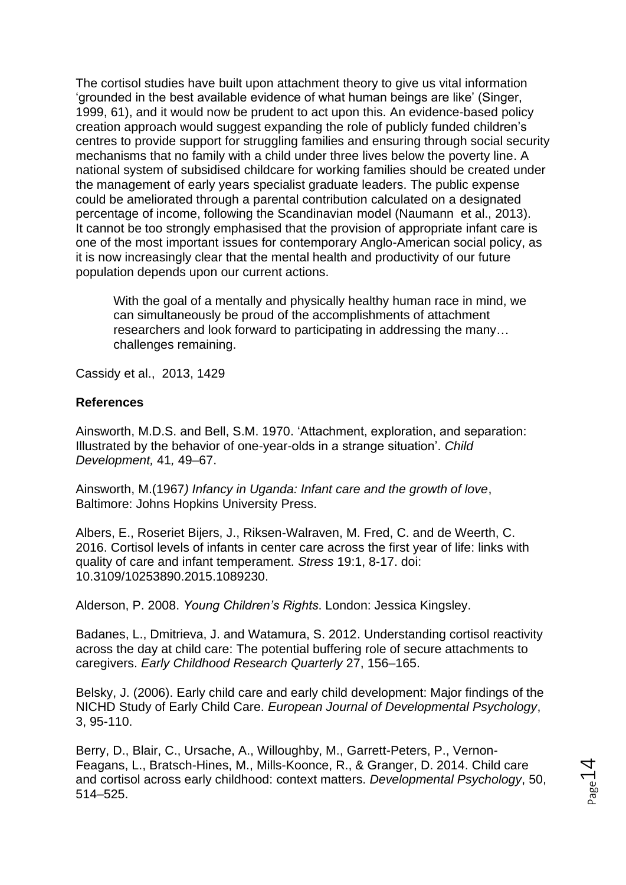The cortisol studies have built upon attachment theory to give us vital information 'grounded in the best available evidence of what human beings are like' (Singer, 1999, 61), and it would now be prudent to act upon this. An evidence-based policy creation approach would suggest expanding the role of publicly funded children's centres to provide support for struggling families and ensuring through social security mechanisms that no family with a child under three lives below the poverty line. A national system of subsidised childcare for working families should be created under the management of early years specialist graduate leaders. The public expense could be ameliorated through a parental contribution calculated on a designated percentage of income, following the Scandinavian model (Naumann et al., 2013). It cannot be too strongly emphasised that the provision of appropriate infant care is one of the most important issues for contemporary Anglo-American social policy, as it is now increasingly clear that the mental health and productivity of our future population depends upon our current actions.

> With the goal of a mentally and physically healthy human race in mind, we can simultaneously be proud of the accomplishments of attachment researchers and look forward to participating in addressing the many… challenges remaining.

Cassidy et al., 2013, 1429

**References**

Ainsworth, M.D.S. and Bell, S.M. 1970. 'Attachment, exploration, and separation: Illustrated by the behavior of one-year-olds in a strange situation'. *Child Development,* 41*,* 49–67.

Ainsworth, M.(1967*) Infancy in Uganda: Infant care and the growth of love*, Baltimore: Johns Hopkins University Press.

Albers, E., Roseriet Bijers, J., Riksen-Walraven, M. Fred, C. and de Weerth, C. 2016. Cortisol levels of infants in center care across the first year of life: links with quality of care and infant temperament. *Stress* 19:1, 8-17. doi: 10.3109/10253890.2015.1089230.

Alderson, P. 2008. *Young Children's Rights*. London: Jessica Kingsley.

Badanes, L., Dmitrieva, J. and Watamura, S. 2012. Understanding cortisol reactivity across the day at child care: The potential buffering role of secure attachments to caregivers. *Early Childhood Research Quarterly* 27, 156–165.

Belsky, J. (2006). Early child care and early child development: Major findings of the NICHD Study of Early Child Care. *European Journal of Developmental Psychology*, 3, 95-110.

Berry, D., Blair, C., Ursache, A., Willoughby, M., Garrett-Peters, P., Vernon-Feagans, L., Bratsch-Hines, M., Mills-Koonce, R., & Granger, D. 2014. Child care and cortisol across early childhood: context matters. *Developmental Psychology*, 50, 514–525.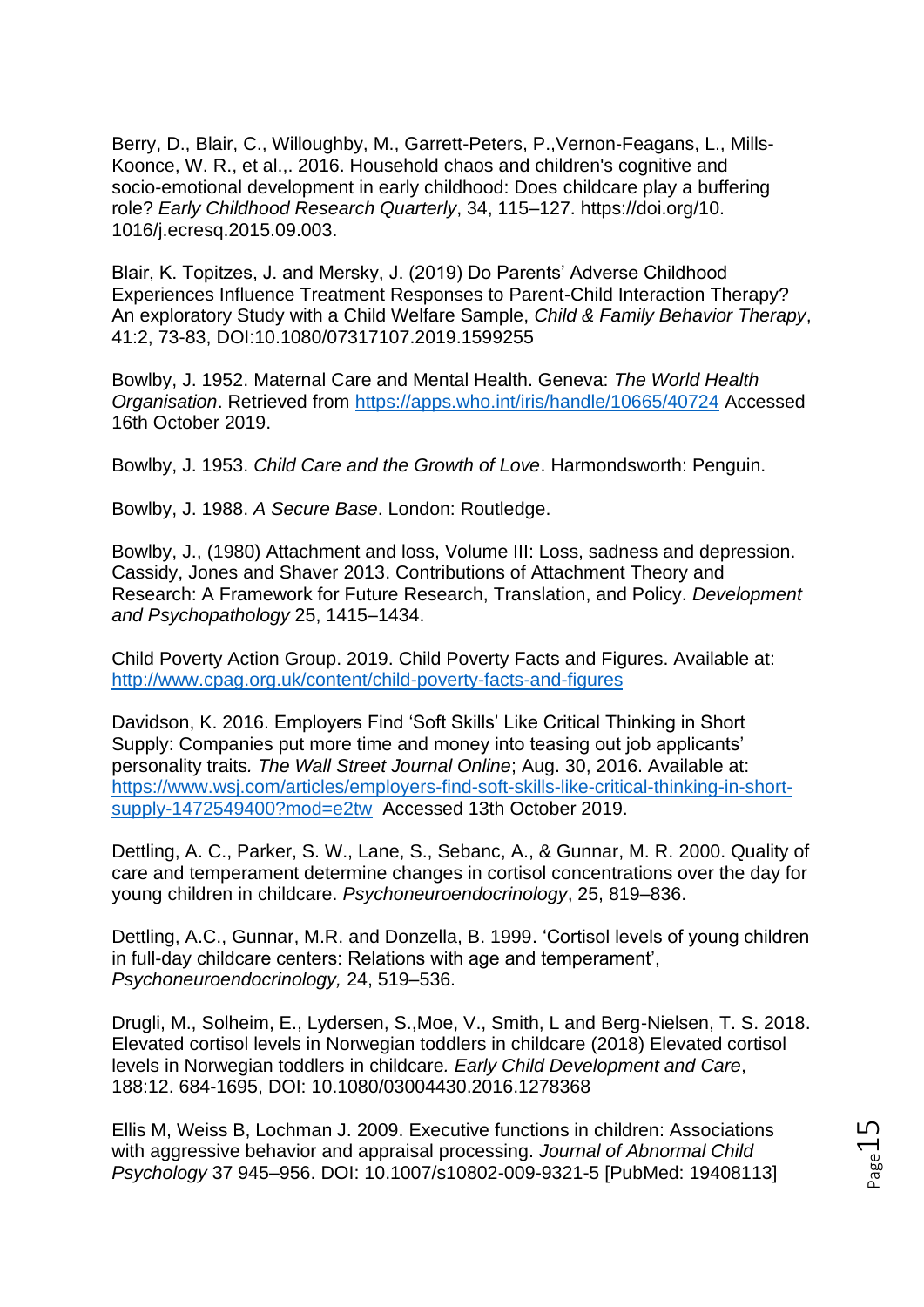Berry, D., Blair, C., Willoughby, M., Garrett-Peters, P.,Vernon-Feagans, L., Mills-Koonce, W. R., et al.,. 2016. Household chaos and children's cognitive and socio-emotional development in early childhood: Does childcare play a buffering role? *Early Childhood Research Quarterly*, 34, 115–127. https://doi.org/10. 1016/j.ecresq.2015.09.003.

Blair, K. Topitzes, J. and Mersky, J. (2019) Do Parents' Adverse Childhood Experiences Influence Treatment Responses to Parent-Child Interaction Therapy? An exploratory Study with a Child Welfare Sample, *Child & Family Behavior Therapy*, 41:2, 73-83, DOI:10.1080/07317107.2019.1599255

Bowlby, J. 1952. Maternal Care and Mental Health. Geneva: *The World Health Organisation*. Retrieved from https://apps.who.int/iris/handle/10665/40724 Accessed 16th October 2019.

Bowlby, J. 1953. *Child Care and the Growth of Love*. Harmondsworth: Penguin.

Bowlby, J. 1988. *A Secure Base*. London: Routledge.

Bowlby, J., (1980) Attachment and loss, Volume III: Loss, sadness and depression. Cassidy, Jones and Shaver 2013. Contributions of Attachment Theory and Research: A Framework for Future Research, Translation, and Policy. *Development and Psychopathology* 25, 1415–1434.

Child Poverty Action Group. 2019. Child Poverty Facts and Figures. Available at: http://www.cpag.org.uk/content/child-poverty-facts-and-figures

Davidson, K. 2016. Employers Find 'Soft Skills' Like Critical Thinking in Short Supply: Companies put more time and money into teasing out job applicants' personality traits*. The Wall Street Journal Online*; Aug. 30, 2016. Available at: https://www.wsj.com/articles/employers-find-soft-skills-like-critical-thinking-in-short-supply-1472549400?mod=e2tw Accessed 13th October 2019.

Dettling, A. C., Parker, S. W., Lane, S., Sebanc, A., & Gunnar, M. R. 2000. Quality of care and temperament determine changes in cortisol concentrations over the day for young children in childcare. *Psychoneuroendocrinology*, 25, 819–836.

Dettling, A.C., Gunnar, M.R. and Donzella, B. 1999. 'Cortisol levels of young children in full-day childcare centers: Relations with age and temperament', *Psychoneuroendocrinology,* 24, 519–536.

Drugli, M., Solheim, E., Lydersen, S.,Moe, V., Smith, L and Berg-Nielsen, T. S. 2018. Elevated cortisol levels in Norwegian toddlers in childcare (2018) Elevated cortisol levels in Norwegian toddlers in childcare*. Early Child Development and Care*, 188:12. 684-1695, DOI: 10.1080/03004430.2016.1278368

Ellis M, Weiss B, Lochman J. 2009. Executive functions in children: Associations with aggressive behavior and appraisal processing. *Journal of Abnormal Child Psychology* 37 945–956. DOI: 10.1007/s10802-009-9321-5 [PubMed: 19408113]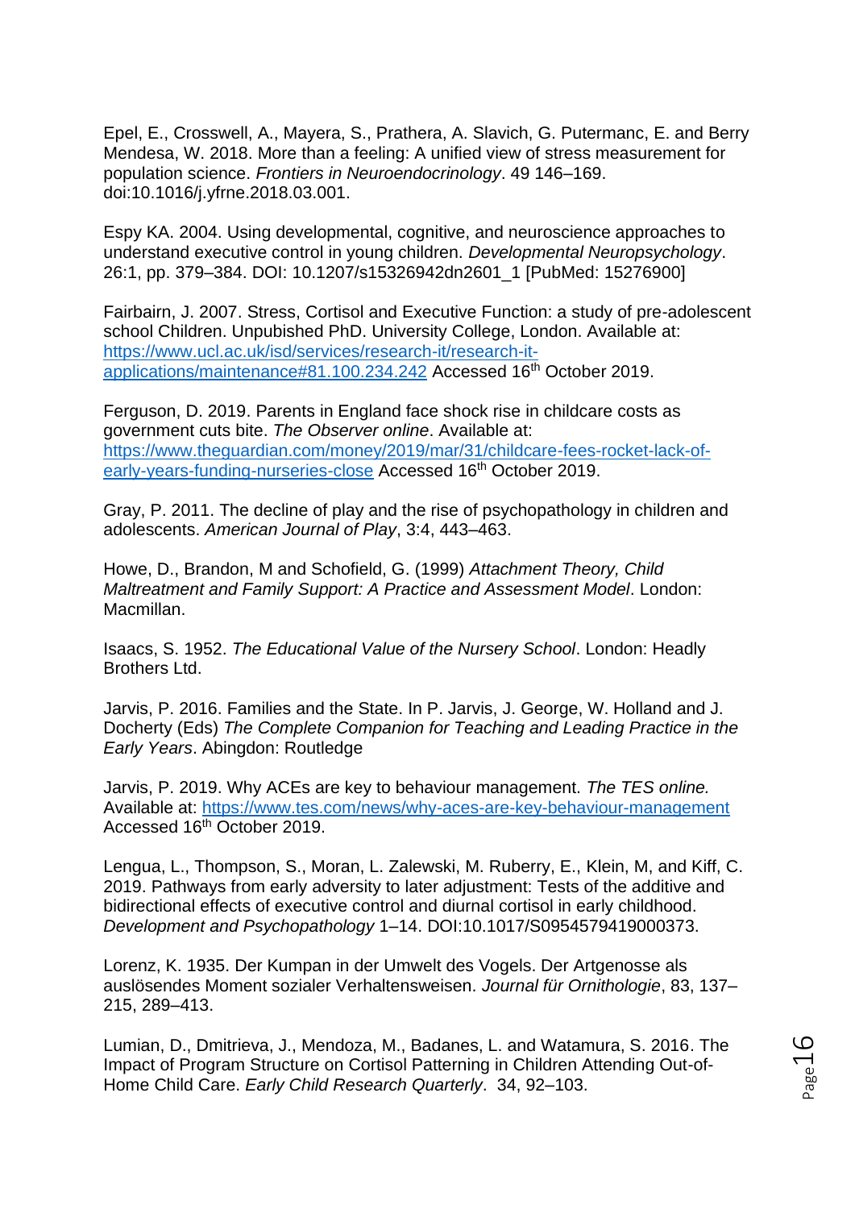Epel, E., Crosswell, A., Mayera, S., Prathera, A. Slavich, G. Putermanc, E. and Berry Mendesa, W. 2018. More than a feeling: A unified view of stress measurement for population science. *Frontiers in Neuroendocrinology*. 49 146–169. doi:10.1016/j.yfrne.2018.03.001.

Espy KA. 2004. Using developmental, cognitive, and neuroscience approaches to understand executive control in young children. *Developmental Neuropsychology*. 26:1, pp. 379–384. DOI: 10.1207/s15326942dn2601_1 [PubMed: 15276900]

Fairbairn, J. 2007. Stress, Cortisol and Executive Function: a study of pre-adolescent school Children. Unpubished PhD. University College, London. Available at: [https://www.ucl.ac.uk/isd/services/research-it/research-it-applications/maintenance#81.100.234.242](https://www.ucl.ac.uk/isd/services/research-it/research-it-applications/maintenance#81.100.234.242) Accessed 16th October 2019.

Ferguson, D. 2019. Parents in England face shock rise in childcare costs as government cuts bite. *The Observer online*. Available at: [https://www.theguardian.com/money/2019/mar/31/childcare-fees-rocket-lack-of-early-years-funding-nurseries-close](https://www.theguardian.com/money/2019/mar/31/childcare-fees-rocket-lack-of-early-years-funding-nurseries-close) Accessed 16th October 2019.

Gray, P. 2011. The decline of play and the rise of psychopathology in children and adolescents. *American Journal of Play*, 3:4, 443–463.

Howe, D., Brandon, M and Schofield, G. (1999) *Attachment Theory, Child Maltreatment and Family Support: A Practice and Assessment Model*. London: Macmillan.

Isaacs, S. 1952. *The Educational Value of the Nursery School*. London: Headly Brothers Ltd.

Jarvis, P. 2016. Families and the State. In P. Jarvis, J. George, W. Holland and J. Docherty (Eds) *The Complete Companion for Teaching and Leading Practice in the Early Years*. Abingdon: Routledge

Jarvis, P. 2019. Why ACEs are key to behaviour management. *The TES online.* Available at: [https://www.tes.com/news/why-aces-are-key-behaviour-management](https://www.tes.com/news/why-aces-are-key-behaviour-management) Accessed 16th October 2019.

Lengua, L., Thompson, S., Moran, L. Zalewski, M. Ruberry, E., Klein, M, and Kiff, C. 2019. Pathways from early adversity to later adjustment: Tests of the additive and bidirectional effects of executive control and diurnal cortisol in early childhood. *Development and Psychopathology* 1–14. DOI:10.1017/S0954579419000373.

Lorenz, K. 1935. Der Kumpan in der Umwelt des Vogels. Der Artgenosse als auslösendes Moment sozialer Verhaltensweisen. *Journal für Ornithologie*, 83, 137–215, 289–413.

Lumian, D., Dmitrieva, J., Mendoza, M., Badanes, L. and Watamura, S. 2016. The Impact of Program Structure on Cortisol Patterning in Children Attending Out-of-Home Child Care. *Early Child Research Quarterly*. 34, 92–103.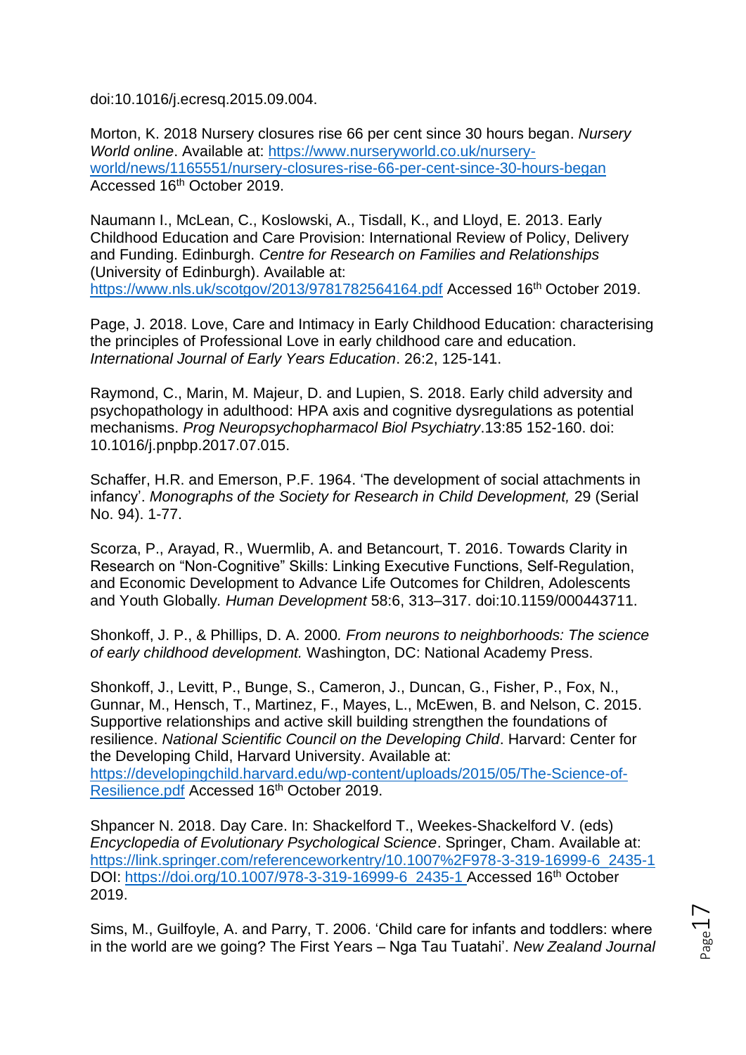doi:10.1016/j.ecresq.2015.09.004.

Morton, K. 2018 Nursery closures rise 66 per cent since 30 hours began. *Nursery World online*. Available at: https://www.nurseryworld.co.uk/nursery-world/news/1165551/nursery-closures-rise-66-per-cent-since-30-hours-began Accessed 16th October 2019.

Naumann I., McLean, C., Koslowski, A., Tisdall, K., and Lloyd, E. 2013. Early Childhood Education and Care Provision: International Review of Policy, Delivery and Funding. Edinburgh. *Centre for Research on Families and Relationships* (University of Edinburgh). Available at: https://www.nls.uk/scotgov/2013/9781782564164.pdf Accessed 16th October 2019.

Page, J. 2018. Love, Care and Intimacy in Early Childhood Education: characterising the principles of Professional Love in early childhood care and education. *International Journal of Early Years Education*. 26:2, 125-141.

Raymond, C., Marin, M. Majeur, D. and Lupien, S. 2018. Early child adversity and psychopathology in adulthood: HPA axis and cognitive dysregulations as potential mechanisms. *Prog Neuropsychopharmacol Biol Psychiatry*.13:85 152-160. doi: 10.1016/j.pnpbp.2017.07.015.

Schaffer, H.R. and Emerson, P.F. 1964. 'The development of social attachments in infancy'. *Monographs of the Society for Research in Child Development,* 29 (Serial No. 94). 1-77.

Scorza, P., Arayad, R., Wuermlib, A. and Betancourt, T. 2016. Towards Clarity in Research on "Non-Cognitive" Skills: Linking Executive Functions, Self-Regulation, and Economic Development to Advance Life Outcomes for Children, Adolescents and Youth Globally. *Human Development* 58:6, 313–317. doi:10.1159/000443711.

Shonkoff, J. P., & Phillips, D. A. 2000*. From neurons to neighborhoods: The science of early childhood development.* Washington, DC: National Academy Press.

Shonkoff, J., Levitt, P., Bunge, S., Cameron, J., Duncan, G., Fisher, P., Fox, N., Gunnar, M., Hensch, T., Martinez, F., Mayes, L., McEwen, B. and Nelson, C. 2015. Supportive relationships and active skill building strengthen the foundations of resilience. *National Scientific Council on the Developing Child*. Harvard: Center for the Developing Child, Harvard University. Available at: https://developingchild.harvard.edu/wp-content/uploads/2015/05/The-Science-of-Resilience.pdf Accessed 16th October 2019.

Shpancer N. 2018. Day Care. In: Shackelford T., Weekes-Shackelford V. (eds) *Encyclopedia of Evolutionary Psychological Science*. Springer, Cham. Available at: https://link.springer.com/referenceworkentry/10.1007%2F978-3-319-16999-6_2435-1 DOI: https://doi.org/10.1007/978-3-319-16999-6_2435-1 Accessed 16th October 2019.

Sims, M., Guilfoyle, A. and Parry, T. 2006. 'Child care for infants and toddlers: where in the world are we going? The First Years – Nga Tau Tuatahi'. *New Zealand Journal*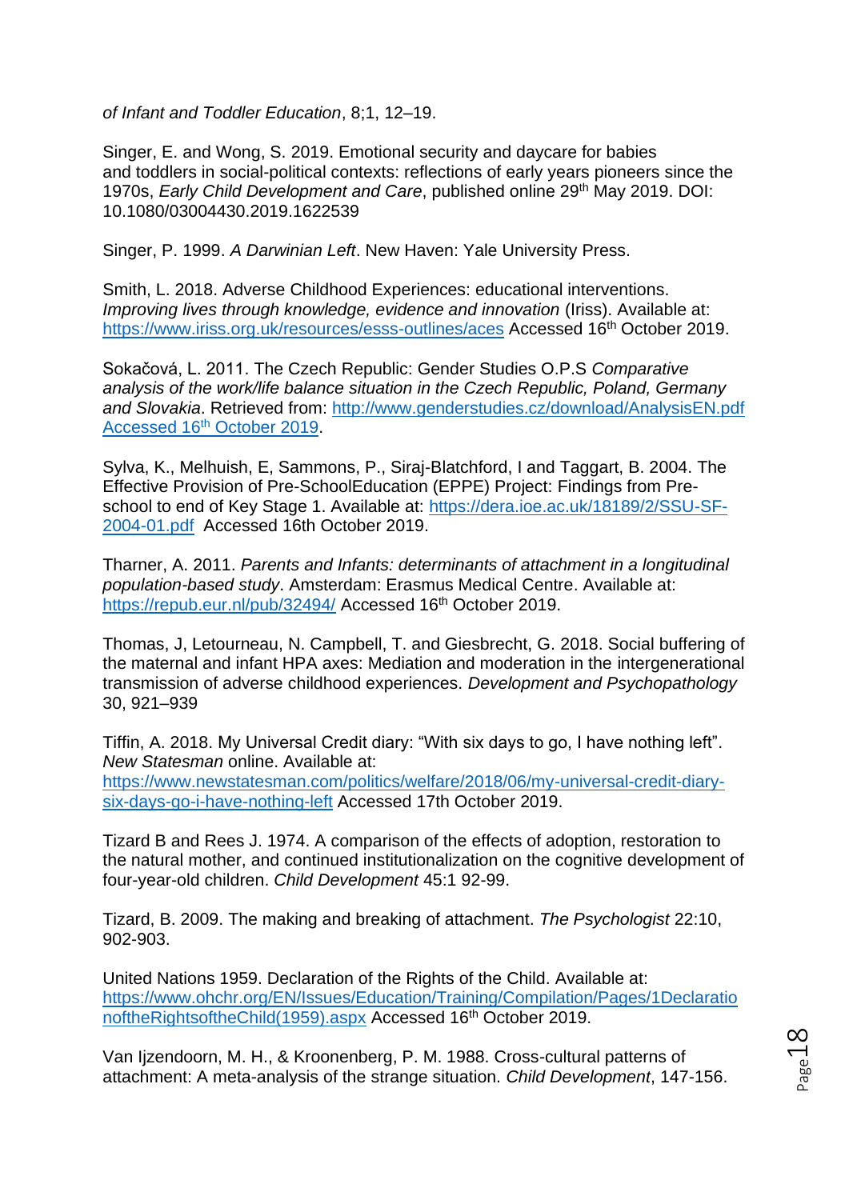*of Infant and Toddler Education*, 8;1, 12–19.

Singer, E. and Wong, S. 2019. Emotional security and daycare for babies and toddlers in social-political contexts: reflections of early years pioneers since the 1970s, *Early Child Development and Care*, published online 29th May 2019. DOI: 10.1080/03004430.2019.1622539

Singer, P. 1999. *A Darwinian Left*. New Haven: Yale University Press.

Smith, L. 2018. Adverse Childhood Experiences: educational interventions. *Improving lives through knowledge, evidence and innovation* (Iriss). Available at: https://www.iriss.org.uk/resources/esss-outlines/aces Accessed 16th October 2019.

Sokačová, L. 2011. The Czech Republic: Gender Studies O.P.S *Comparative analysis of the work/life balance situation in the Czech Republic, Poland, Germany and Slovakia*. Retrieved from: http://www.genderstudies.cz/download/AnalysisEN.pdf Accessed 16th October 2019.

Sylva, K., Melhuish, E, Sammons, P., Siraj-Blatchford, I and Taggart, B. 2004. The Effective Provision of Pre-SchoolEducation (EPPE) Project: Findings from Pre-school to end of Key Stage 1. Available at: https://dera.ioe.ac.uk/18189/2/SSU-SF-2004-01.pdf Accessed 16th October 2019.

Tharner, A. 2011. *Parents and Infants: determinants of attachment in a longitudinal population-based study*. Amsterdam: Erasmus Medical Centre. Available at: https://repub.eur.nl/pub/32494/ Accessed 16th October 2019.

Thomas, J, Letourneau, N. Campbell, T. and Giesbrecht, G. 2018. Social buffering of the maternal and infant HPA axes: Mediation and moderation in the intergenerational transmission of adverse childhood experiences. *Development and Psychopathology* 30, 921–939

Tiffin, A. 2018. My Universal Credit diary: "With six days to go, I have nothing left". *New Statesman* online. Available at: https://www.newstatesman.com/politics/welfare/2018/06/my-universal-credit-diary-six-days-go-i-have-nothing-left Accessed 17th October 2019.

Tizard B and Rees J. 1974. A comparison of the effects of adoption, restoration to the natural mother, and continued institutionalization on the cognitive development of four-year-old children. *Child Development* 45:1 92-99.

Tizard, B. 2009. The making and breaking of attachment. *The Psychologist* 22:10, 902-903.

United Nations 1959. Declaration of the Rights of the Child. Available at: https://www.ohchr.org/EN/Issues/Education/Training/Compilation/Pages/1DeclarationoftheRightsoftheChild(1959).aspx Accessed 16th October 2019.

Van Ijzendoorn, M. H., & Kroonenberg, P. M. 1988. Cross-cultural patterns of attachment: A meta-analysis of the strange situation. *Child Development*, 147-156.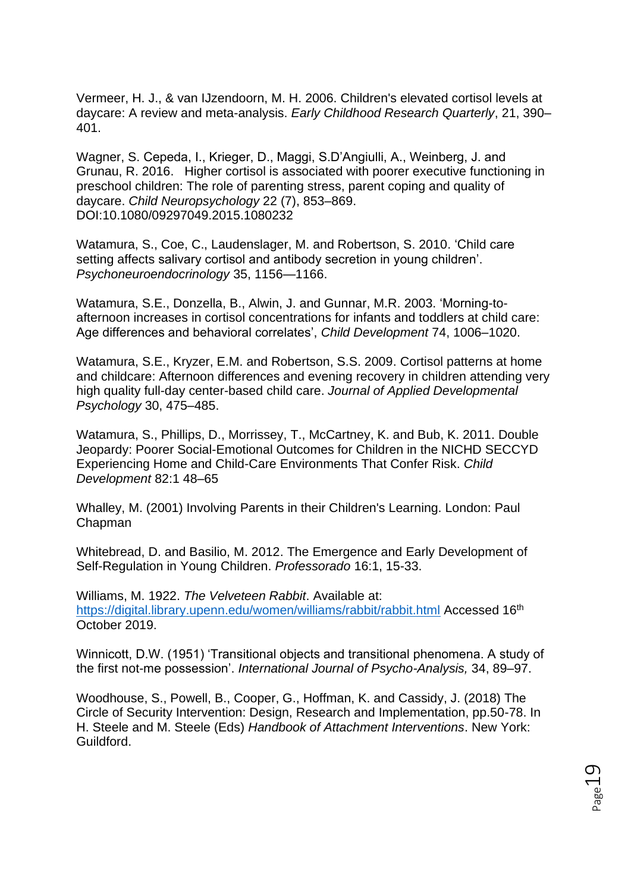Vermeer, H. J., & van IJzendoorn, M. H. 2006. Children's elevated cortisol levels at daycare: A review and meta-analysis. *Early Childhood Research Quarterly*, 21, 390–401.

Wagner, S. Cepeda, I., Krieger, D., Maggi, S.D'Angiulli, A., Weinberg, J. and Grunau, R. 2016. Higher cortisol is associated with poorer executive functioning in preschool children: The role of parenting stress, parent coping and quality of daycare. *Child Neuropsychology* 22 (7), 853–869. DOI:10.1080/09297049.2015.1080232

Watamura, S., Coe, C., Laudenslager, M. and Robertson, S. 2010. 'Child care setting affects salivary cortisol and antibody secretion in young children'. *Psychoneuroendocrinology* 35, 1156—1166.

Watamura, S.E., Donzella, B., Alwin, J. and Gunnar, M.R. 2003. 'Morning-to-afternoon increases in cortisol concentrations for infants and toddlers at child care: Age differences and behavioral correlates', *Child Development* 74, 1006–1020.

Watamura, S.E., Kryzer, E.M. and Robertson, S.S. 2009. Cortisol patterns at home and childcare: Afternoon differences and evening recovery in children attending very high quality full-day center-based child care. *Journal of Applied Developmental Psychology* 30, 475–485.

Watamura, S., Phillips, D., Morrissey, T., McCartney, K. and Bub, K. 2011. Double Jeopardy: Poorer Social-Emotional Outcomes for Children in the NICHD SECCYD Experiencing Home and Child-Care Environments That Confer Risk. *Child Development* 82:1 48–65

Whalley, M. (2001) Involving Parents in their Children's Learning. London: Paul Chapman

Whitebread, D. and Basilio, M. 2012. The Emergence and Early Development of Self-Regulation in Young Children. *Professorado* 16:1, 15-33.

Williams, M. 1922. *The Velveteen Rabbit*. Available at: https://digital.library.upenn.edu/women/williams/rabbit/rabbit.html Accessed 16th October 2019.

Winnicott, D.W. (1951) 'Transitional objects and transitional phenomena. A study of the first not-me possession'. *International Journal of Psycho-Analysis,* 34, 89–97.

Woodhouse, S., Powell, B., Cooper, G., Hoffman, K. and Cassidy, J. (2018) The Circle of Security Intervention: Design, Research and Implementation, pp.50-78. In H. Steele and M. Steele (Eds) *Handbook of Attachment Interventions*. New York: Guildford.